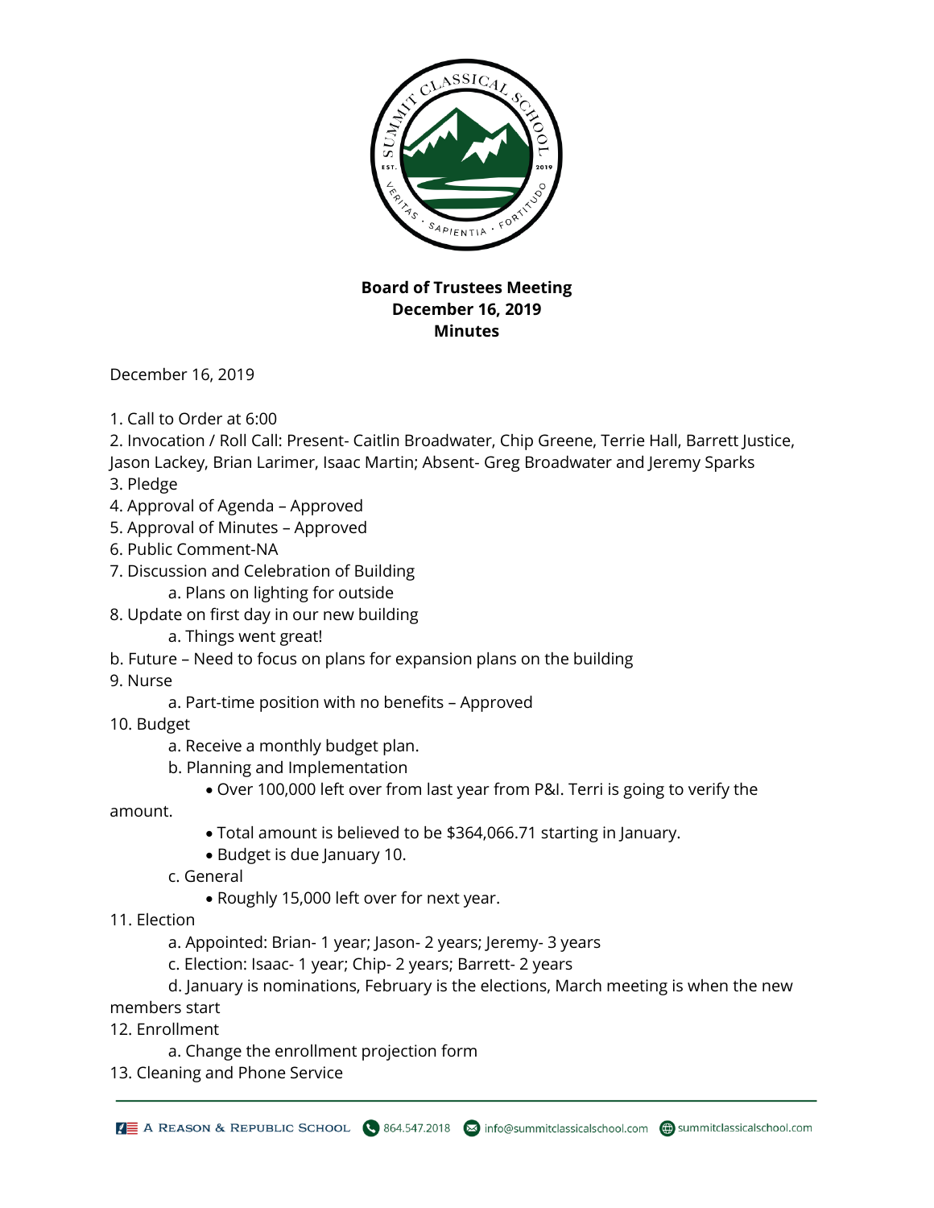**Board of Trustees Meeting**
**December 16, 2019**
**Minutes**

December 16, 2019

1. Call to Order at 6:00
2. Invocation / Roll Call: Present- Caitlin Broadwater, Chip Greene, Terrie Hall, Barrett Justice, Jason Lackey, Brian Larimer, Isaac Martin; Absent- Greg Broadwater and Jeremy Sparks
3. Pledge
4. Approval of Agenda – Approved
5. Approval of Minutes – Approved
6. Public Comment-NA
7. Discussion and Celebration of Building
   a. Plans on lighting for outside
8. Update on first day in our new building
   a. Things went great!
   b. Future – Need to focus on plans for expansion plans on the building
9. Nurse
   a. Part-time position with no benefits – Approved
10. Budget
    a. Receive a monthly budget plan.
    b. Planning and Implementation
       - Over 100,000 left over from last year from P&I. Terri is going to verify the amount.
       - Total amount is believed to be $364,066.71 starting in January.
       - Budget is due January 10.
    c. General
       - Roughly 15,000 left over for next year.
11. Election
    a. Appointed: Brian- 1 year; Jason- 2 years; Jeremy- 3 years
    c. Election: Isaac- 1 year; Chip- 2 years; Barrett- 2 years
    d. January is nominations, February is the elections, March meeting is when the new members start
12. Enrollment
    a. Change the enrollment projection form
13. Cleaning and Phone Service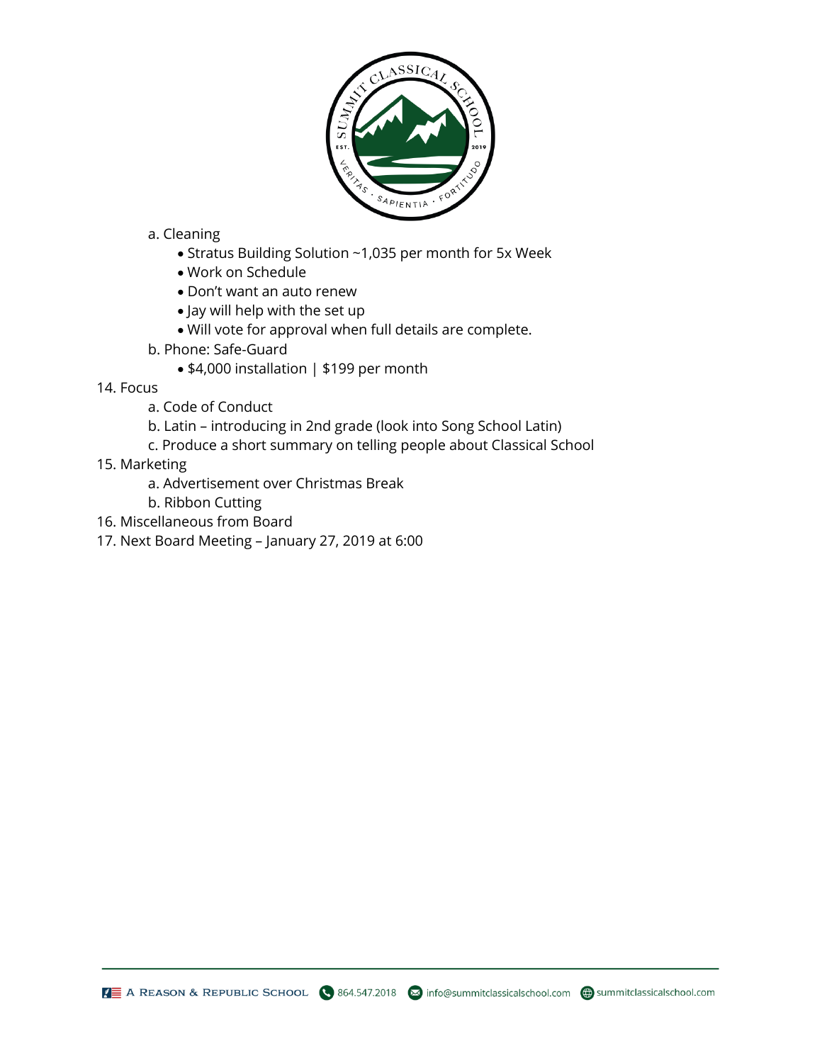a. Cleaning
   - Stratus Building Solution ~1,035 per month for 5x Week
   - Work on Schedule
   - Don't want an auto renew
   - Jay will help with the set up
   - Will vote for approval when full details are complete.

b. Phone: Safe-Guard
   - $4,000 installation | $199 per month

14. Focus
   a. Code of Conduct
   b. Latin – introducing in 2nd grade (look into Song School Latin)
   c. Produce a short summary on telling people about Classical School
15. Marketing
   a. Advertisement over Christmas Break
   b. Ribbon Cutting
16. Miscellaneous from Board
17. Next Board Meeting – January 27, 2019 at 6:00